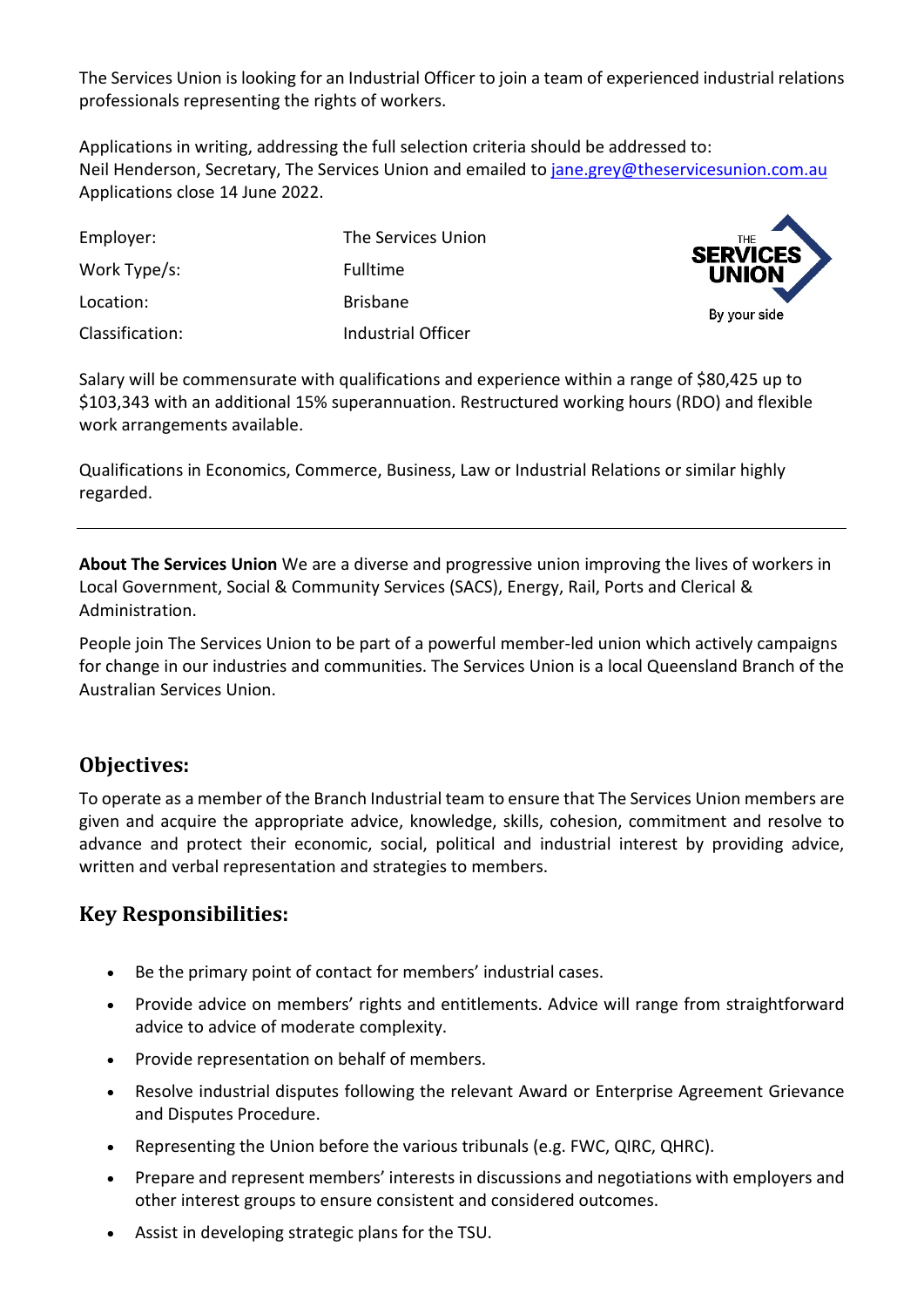The Services Union is looking for an Industrial Officer to join a team of experienced industrial relations professionals representing the rights of workers.

Applications in writing, addressing the full selection criteria should be addressed to:
Neil Henderson, Secretary, The Services Union and emailed to jane.grey@theservicesunion.com.au
Applications close 14 June 2022.

| | |
|---|---|
| Employer: | The Services Union |
| Work Type/s: | Fulltime |
| Location: | Brisbane |
| Classification: | Industrial Officer |

THE SERVICES UNION
By your side

Salary will be commensurate with qualifications and experience within a range of $80,425 up to $103,343 with an additional 15% superannuation. Restructured working hours (RDO) and flexible work arrangements available.

Qualifications in Economics, Commerce, Business, Law or Industrial Relations or similar highly regarded.

---

**About The Services Union** We are a diverse and progressive union improving the lives of workers in Local Government, Social & Community Services (SACS), Energy, Rail, Ports and Clerical & Administration.

People join The Services Union to be part of a powerful member-led union which actively campaigns for change in our industries and communities. The Services Union is a local Queensland Branch of the Australian Services Union.

## Objectives:

To operate as a member of the Branch Industrial team to ensure that The Services Union members are given and acquire the appropriate advice, knowledge, skills, cohesion, commitment and resolve to advance and protect their economic, social, political and industrial interest by providing advice, written and verbal representation and strategies to members.

## Key Responsibilities:

- Be the primary point of contact for members' industrial cases.
- Provide advice on members' rights and entitlements. Advice will range from straightforward advice to advice of moderate complexity.
- Provide representation on behalf of members.
- Resolve industrial disputes following the relevant Award or Enterprise Agreement Grievance and Disputes Procedure.
- Representing the Union before the various tribunals (e.g. FWC, QIRC, QHRC).
- Prepare and represent members' interests in discussions and negotiations with employers and other interest groups to ensure consistent and considered outcomes.
- Assist in developing strategic plans for the TSU.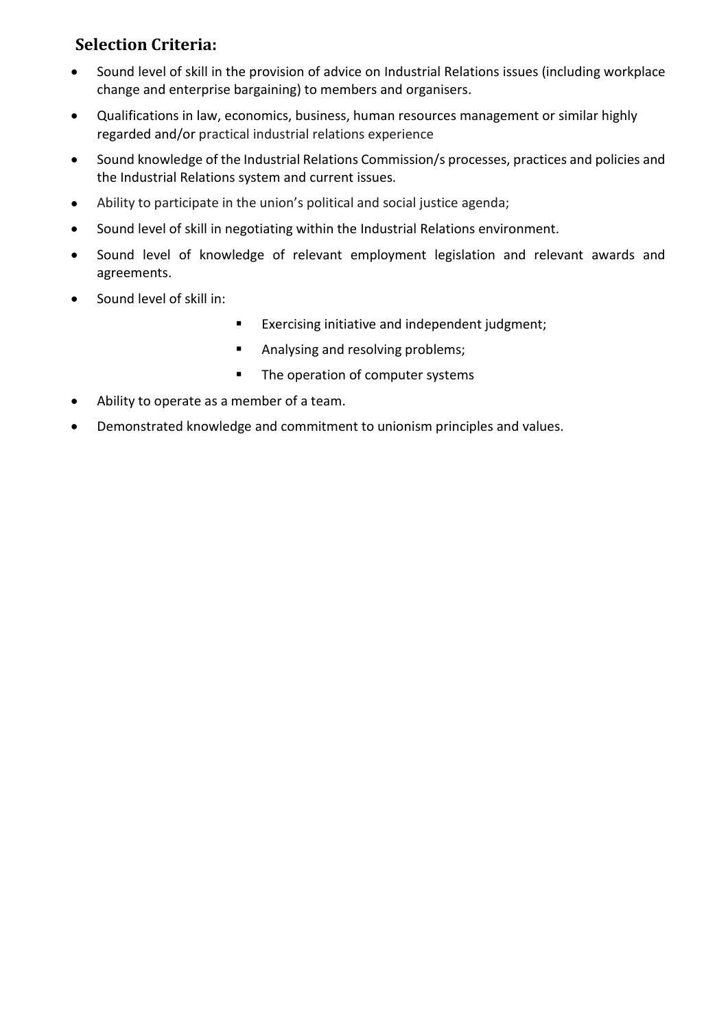## Selection Criteria:

- Sound level of skill in the provision of advice on Industrial Relations issues (including workplace change and enterprise bargaining) to members and organisers.
- Qualifications in law, economics, business, human resources management or similar highly regarded and/or practical industrial relations experience
- Sound knowledge of the Industrial Relations Commission/s processes, practices and policies and the Industrial Relations system and current issues.
- Ability to participate in the union's political and social justice agenda;
- Sound level of skill in negotiating within the Industrial Relations environment.
- Sound level of knowledge of relevant employment legislation and relevant awards and agreements.
- Sound level of skill in:
  - Exercising initiative and independent judgment;
  - Analysing and resolving problems;
  - The operation of computer systems
- Ability to operate as a member of a team.
- Demonstrated knowledge and commitment to unionism principles and values.